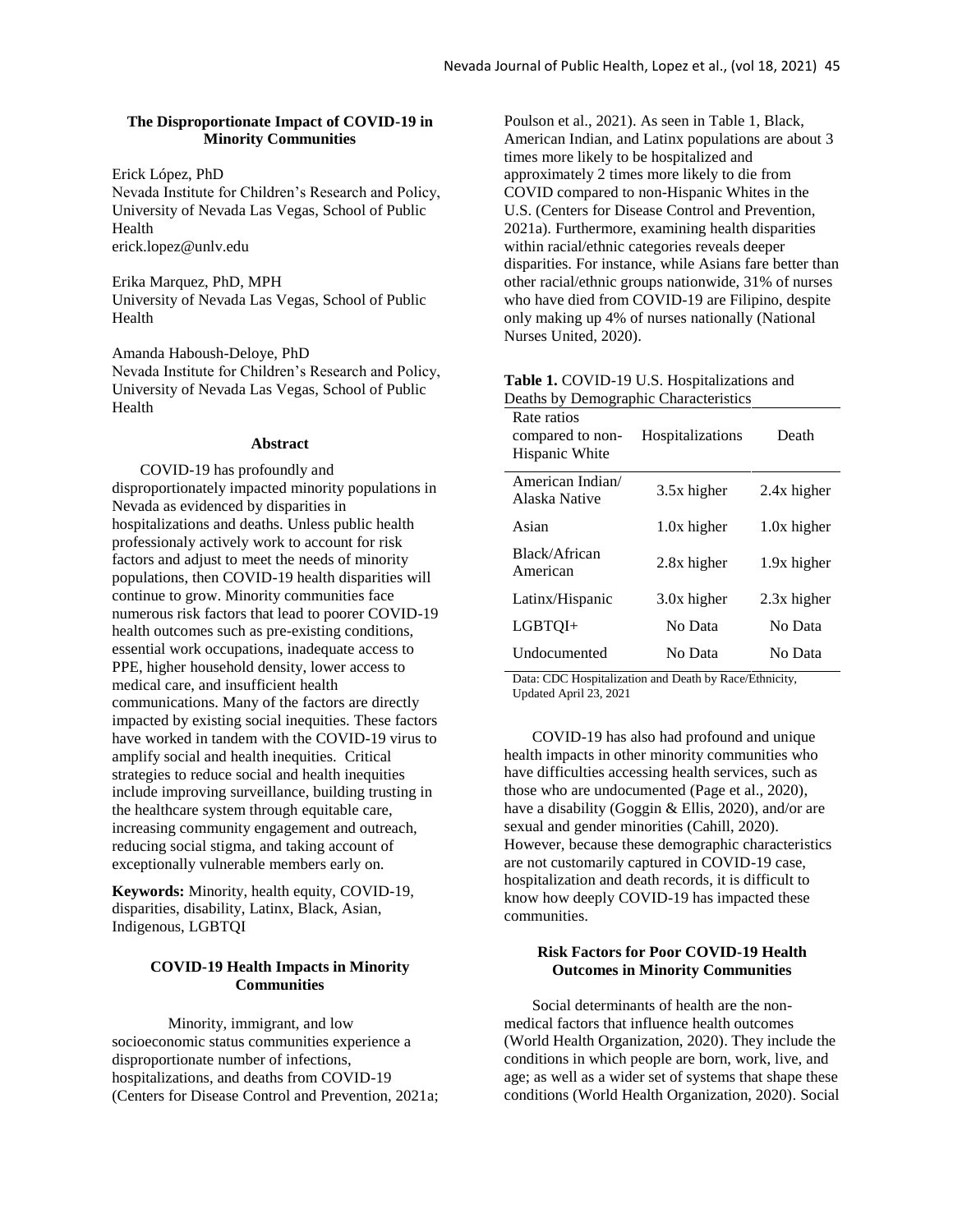# The Disproportionate Impact of COVID-19 in Minority Communities

Erick López, PhD
Nevada Institute for Children's Research and Policy, University of Nevada Las Vegas, School of Public Health
erick.lopez@unlv.edu

Erika Marquez, PhD, MPH
University of Nevada Las Vegas, School of Public Health

Amanda Haboush-Deloye, PhD
Nevada Institute for Children's Research and Policy, University of Nevada Las Vegas, School of Public Health

## Abstract

COVID-19 has profoundly and disproportionately impacted minority populations in Nevada as evidenced by disparities in hospitalizations and deaths. Unless public health professionaly actively work to account for risk factors and adjust to meet the needs of minority populations, then COVID-19 health disparities will continue to grow. Minority communities face numerous risk factors that lead to poorer COVID-19 health outcomes such as pre-existing conditions, essential work occupations, inadequate access to PPE, higher household density, lower access to medical care, and insufficient health communications. Many of the factors are directly impacted by existing social inequities. These factors have worked in tandem with the COVID-19 virus to amplify social and health inequities. Critical strategies to reduce social and health inequities include improving surveillance, building trusting in the healthcare system through equitable care, increasing community engagement and outreach, reducing social stigma, and taking account of exceptionally vulnerable members early on.

**Keywords:** Minority, health equity, COVID-19, disparities, disability, Latinx, Black, Asian, Indigenous, LGBTQI

## COVID-19 Health Impacts in Minority Communities

Minority, immigrant, and low socioeconomic status communities experience a disproportionate number of infections, hospitalizations, and deaths from COVID-19 (Centers for Disease Control and Prevention, 2021a; Poulson et al., 2021). As seen in Table 1, Black, American Indian, and Latinx populations are about 3 times more likely to be hospitalized and approximately 2 times more likely to die from COVID compared to non-Hispanic Whites in the U.S. (Centers for Disease Control and Prevention, 2021a). Furthermore, examining health disparities within racial/ethnic categories reveals deeper disparities. For instance, while Asians fare better than other racial/ethnic groups nationwide, 31% of nurses who have died from COVID-19 are Filipino, despite only making up 4% of nurses nationally (National Nurses United, 2020).

**Table 1.** COVID-19 U.S. Hospitalizations and Deaths by Demographic Characteristics

| Rate ratios compared to non-Hispanic White | Hospitalizations | Death |
| --- | --- | --- |
| American Indian/ Alaska Native | 3.5x higher | 2.4x higher |
| Asian | 1.0x higher | 1.0x higher |
| Black/African American | 2.8x higher | 1.9x higher |
| Latinx/Hispanic | 3.0x higher | 2.3x higher |
| LGBTQI+ | No Data | No Data |
| Undocumented | No Data | No Data |

Data: CDC Hospitalization and Death by Race/Ethnicity, Updated April 23, 2021

COVID-19 has also had profound and unique health impacts in other minority communities who have difficulties accessing health services, such as those who are undocumented (Page et al., 2020), have a disability (Goggin & Ellis, 2020), and/or are sexual and gender minorities (Cahill, 2020). However, because these demographic characteristics are not customarily captured in COVID-19 case, hospitalization and death records, it is difficult to know how deeply COVID-19 has impacted these communities.

## Risk Factors for Poor COVID-19 Health Outcomes in Minority Communities

Social determinants of health are the non-medical factors that influence health outcomes (World Health Organization, 2020). They include the conditions in which people are born, work, live, and age; as well as a wider set of systems that shape these conditions (World Health Organization, 2020). Social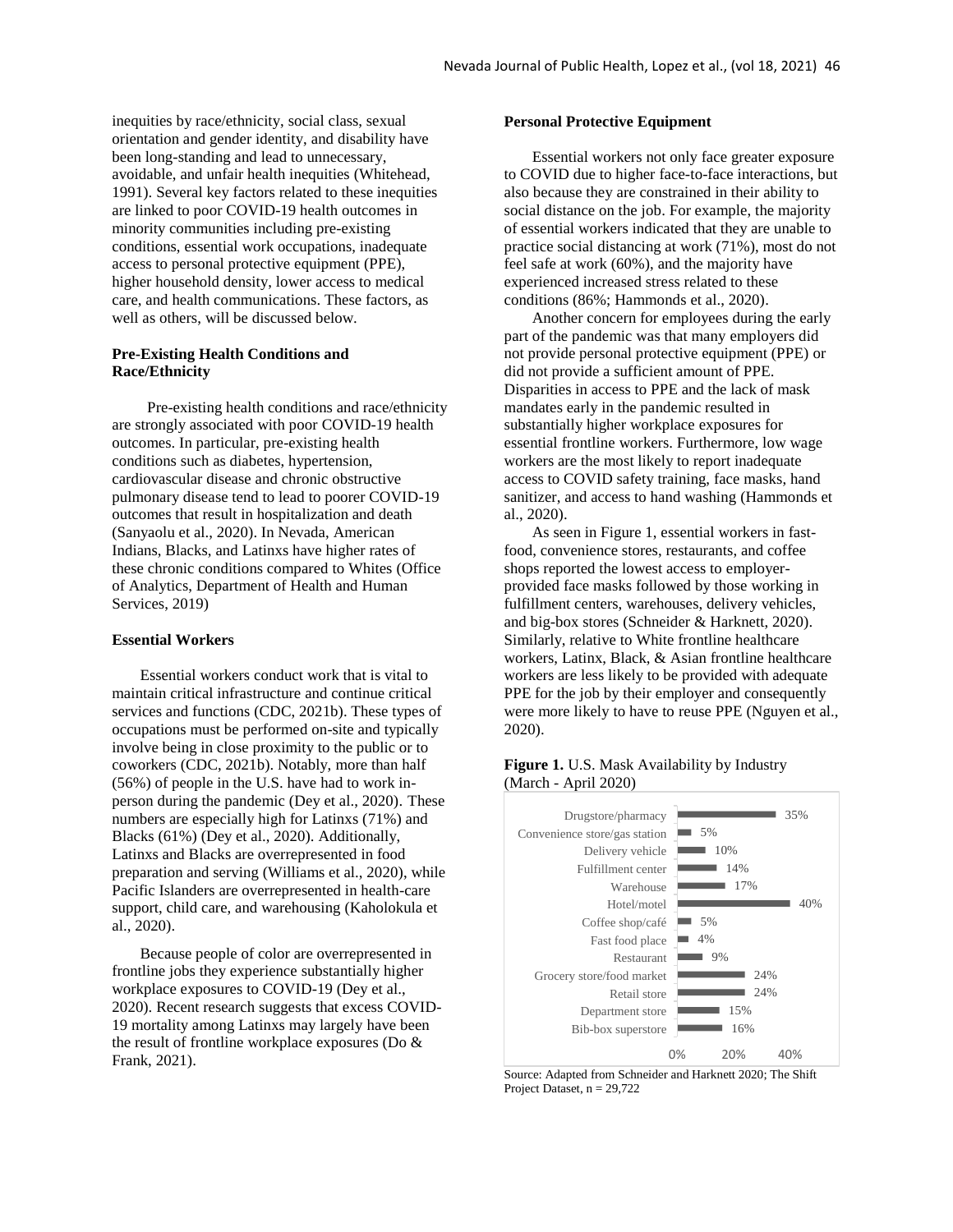inequities by race/ethnicity, social class, sexual orientation and gender identity, and disability have been long-standing and lead to unnecessary, avoidable, and unfair health inequities (Whitehead, 1991). Several key factors related to these inequities are linked to poor COVID-19 health outcomes in minority communities including pre-existing conditions, essential work occupations, inadequate access to personal protective equipment (PPE), higher household density, lower access to medical care, and health communications. These factors, as well as others, will be discussed below.

### Pre-Existing Health Conditions and Race/Ethnicity

Pre-existing health conditions and race/ethnicity are strongly associated with poor COVID-19 health outcomes. In particular, pre-existing health conditions such as diabetes, hypertension, cardiovascular disease and chronic obstructive pulmonary disease tend to lead to poorer COVID-19 outcomes that result in hospitalization and death (Sanyaolu et al., 2020). In Nevada, American Indians, Blacks, and Latinxs have higher rates of these chronic conditions compared to Whites (Office of Analytics, Department of Health and Human Services, 2019)

### Essential Workers

Essential workers conduct work that is vital to maintain critical infrastructure and continue critical services and functions (CDC, 2021b). These types of occupations must be performed on-site and typically involve being in close proximity to the public or to coworkers (CDC, 2021b). Notably, more than half (56%) of people in the U.S. have had to work in-person during the pandemic (Dey et al., 2020). These numbers are especially high for Latinxs (71%) and Blacks (61%) (Dey et al., 2020). Additionally, Latinxs and Blacks are overrepresented in food preparation and serving (Williams et al., 2020), while Pacific Islanders are overrepresented in health-care support, child care, and warehousing (Kaholokula et al., 2020).

Because people of color are overrepresented in frontline jobs they experience substantially higher workplace exposures to COVID-19 (Dey et al., 2020). Recent research suggests that excess COVID-19 mortality among Latinxs may largely have been the result of frontline workplace exposures (Do & Frank, 2021).

### Personal Protective Equipment

Essential workers not only face greater exposure to COVID due to higher face-to-face interactions, but also because they are constrained in their ability to social distance on the job. For example, the majority of essential workers indicated that they are unable to practice social distancing at work (71%), most do not feel safe at work (60%), and the majority have experienced increased stress related to these conditions (86%; Hammonds et al., 2020).

Another concern for employees during the early part of the pandemic was that many employers did not provide personal protective equipment (PPE) or did not provide a sufficient amount of PPE. Disparities in access to PPE and the lack of mask mandates early in the pandemic resulted in substantially higher workplace exposures for essential frontline workers. Furthermore, low wage workers are the most likely to report inadequate access to COVID safety training, face masks, hand sanitizer, and access to hand washing (Hammonds et al., 2020).

As seen in Figure 1, essential workers in fast-food, convenience stores, restaurants, and coffee shops reported the lowest access to employer-provided face masks followed by those working in fulfillment centers, warehouses, delivery vehicles, and big-box stores (Schneider & Harknett, 2020). Similarly, relative to White frontline healthcare workers, Latinx, Black, & Asian frontline healthcare workers are less likely to be provided with adequate PPE for the job by their employer and consequently were more likely to have to reuse PPE (Nguyen et al., 2020).

**Figure 1.** U.S. Mask Availability by Industry (March - April 2020)

| Industry | Mask Availability |
| --- | --- |
| Drugstore/pharmacy | 35% |
| Convenience store/gas station | 5% |
| Delivery vehicle | 10% |
| Fulfillment center | 14% |
| Warehouse | 17% |
| Hotel/motel | 40% |
| Coffee shop/café | 5% |
| Fast food place | 4% |
| Restaurant | 9% |
| Grocery store/food market | 24% |
| Retail store | 24% |
| Department store | 15% |
| Bib-box superstore | 16% |

Source: Adapted from Schneider and Harknett 2020; The Shift Project Dataset, n = 29,722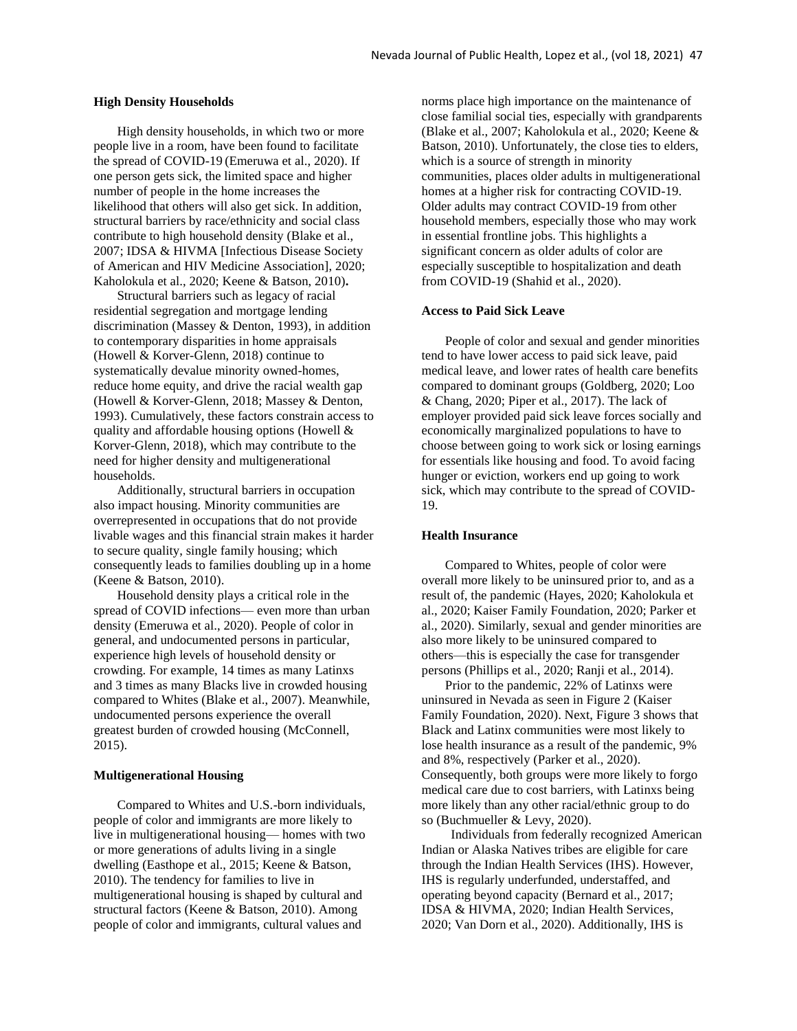### High Density Households

High density households, in which two or more people live in a room, have been found to facilitate the spread of COVID-19 (Emeruwa et al., 2020). If one person gets sick, the limited space and higher number of people in the home increases the likelihood that others will also get sick. In addition, structural barriers by race/ethnicity and social class contribute to high household density (Blake et al., 2007; IDSA & HIVMA [Infectious Disease Society of American and HIV Medicine Association], 2020; Kaholokula et al., 2020; Keene & Batson, 2010).

Structural barriers such as legacy of racial residential segregation and mortgage lending discrimination (Massey & Denton, 1993), in addition to contemporary disparities in home appraisals (Howell & Korver-Glenn, 2018) continue to systematically devalue minority owned-homes, reduce home equity, and drive the racial wealth gap (Howell & Korver-Glenn, 2018; Massey & Denton, 1993). Cumulatively, these factors constrain access to quality and affordable housing options (Howell & Korver-Glenn, 2018), which may contribute to the need for higher density and multigenerational households.

Additionally, structural barriers in occupation also impact housing. Minority communities are overrepresented in occupations that do not provide livable wages and this financial strain makes it harder to secure quality, single family housing; which consequently leads to families doubling up in a home (Keene & Batson, 2010).

Household density plays a critical role in the spread of COVID infections— even more than urban density (Emeruwa et al., 2020). People of color in general, and undocumented persons in particular, experience high levels of household density or crowding. For example, 14 times as many Latinxs and 3 times as many Blacks live in crowded housing compared to Whites (Blake et al., 2007). Meanwhile, undocumented persons experience the overall greatest burden of crowded housing (McConnell, 2015).

### Multigenerational Housing

Compared to Whites and U.S.-born individuals, people of color and immigrants are more likely to live in multigenerational housing— homes with two or more generations of adults living in a single dwelling (Easthope et al., 2015; Keene & Batson, 2010). The tendency for families to live in multigenerational housing is shaped by cultural and structural factors (Keene & Batson, 2010). Among people of color and immigrants, cultural values and norms place high importance on the maintenance of close familial social ties, especially with grandparents (Blake et al., 2007; Kaholokula et al., 2020; Keene & Batson, 2010). Unfortunately, the close ties to elders, which is a source of strength in minority communities, places older adults in multigenerational homes at a higher risk for contracting COVID-19. Older adults may contract COVID-19 from other household members, especially those who may work in essential frontline jobs. This highlights a significant concern as older adults of color are especially susceptible to hospitalization and death from COVID-19 (Shahid et al., 2020).

### Access to Paid Sick Leave

People of color and sexual and gender minorities tend to have lower access to paid sick leave, paid medical leave, and lower rates of health care benefits compared to dominant groups (Goldberg, 2020; Loo & Chang, 2020; Piper et al., 2017). The lack of employer provided paid sick leave forces socially and economically marginalized populations to have to choose between going to work sick or losing earnings for essentials like housing and food. To avoid facing hunger or eviction, workers end up going to work sick, which may contribute to the spread of COVID-19.

### Health Insurance

Compared to Whites, people of color were overall more likely to be uninsured prior to, and as a result of, the pandemic (Hayes, 2020; Kaholokula et al., 2020; Kaiser Family Foundation, 2020; Parker et al., 2020). Similarly, sexual and gender minorities are also more likely to be uninsured compared to others—this is especially the case for transgender persons (Phillips et al., 2020; Ranji et al., 2014).

Prior to the pandemic, 22% of Latinxs were uninsured in Nevada as seen in Figure 2 (Kaiser Family Foundation, 2020). Next, Figure 3 shows that Black and Latinx communities were most likely to lose health insurance as a result of the pandemic, 9% and 8%, respectively (Parker et al., 2020). Consequently, both groups were more likely to forgo medical care due to cost barriers, with Latinxs being more likely than any other racial/ethnic group to do so (Buchmueller & Levy, 2020).

Individuals from federally recognized American Indian or Alaska Natives tribes are eligible for care through the Indian Health Services (IHS). However, IHS is regularly underfunded, understaffed, and operating beyond capacity (Bernard et al., 2017; IDSA & HIVMA, 2020; Indian Health Services, 2020; Van Dorn et al., 2020). Additionally, IHS is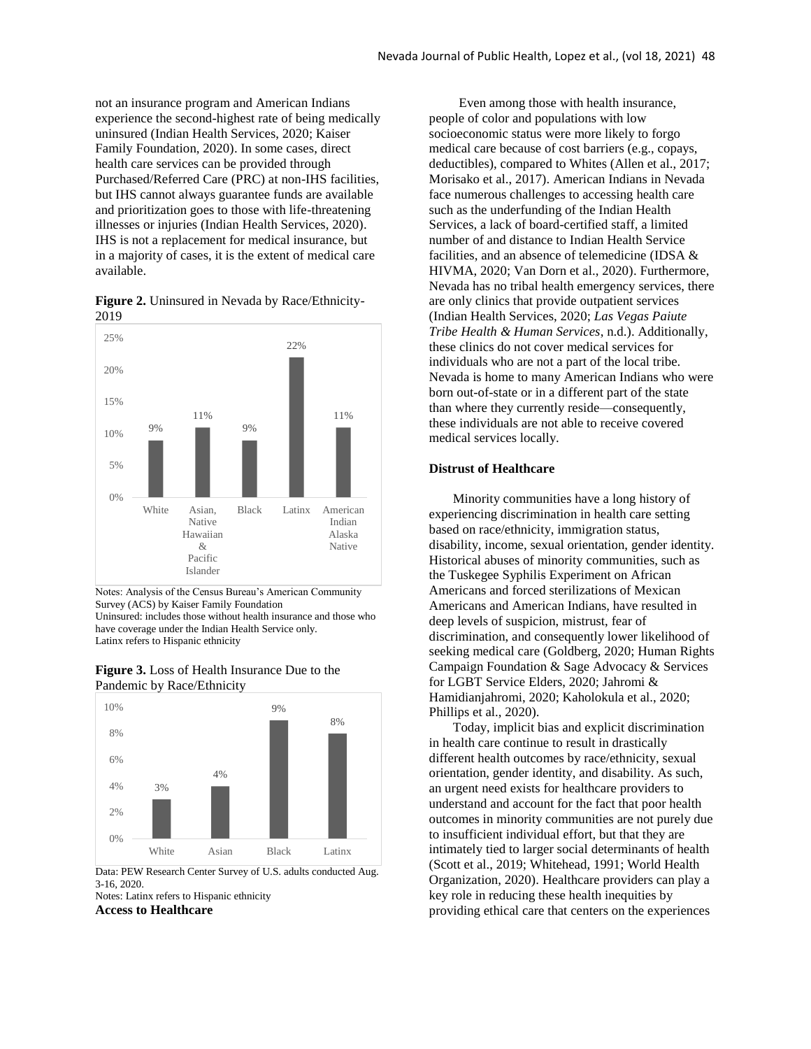not an insurance program and American Indians experience the second-highest rate of being medically uninsured (Indian Health Services, 2020; Kaiser Family Foundation, 2020). In some cases, direct health care services can be provided through Purchased/Referred Care (PRC) at non-IHS facilities, but IHS cannot always guarantee funds are available and prioritization goes to those with life-threatening illnesses or injuries (Indian Health Services, 2020). IHS is not a replacement for medical insurance, but in a majority of cases, it is the extent of medical care available.

**Figure 2.** Uninsured in Nevada by Race/Ethnicity-2019

| Race/Ethnicity | Uninsured |
|---|---|
| White | 9% |
| Asian, Native Hawaiian & Pacific Islander | 11% |
| Black | 9% |
| Latinx | 22% |
| American Indian Alaska Native | 11% |

Notes: Analysis of the Census Bureau's American Community Survey (ACS) by Kaiser Family Foundation
Uninsured: includes those without health insurance and those who have coverage under the Indian Health Service only.
Latinx refers to Hispanic ethnicity

**Figure 3.** Loss of Health Insurance Due to the Pandemic by Race/Ethnicity

| Race/Ethnicity | Loss of Health Insurance |
|---|---|
| White | 3% |
| Asian | 4% |
| Black | 9% |
| Latinx | 8% |

Data: PEW Research Center Survey of U.S. adults conducted Aug. 3-16, 2020.
Notes: Latinx refers to Hispanic ethnicity

**Access to Healthcare**

Even among those with health insurance, people of color and populations with low socioeconomic status were more likely to forgo medical care because of cost barriers (e.g., copays, deductibles), compared to Whites (Allen et al., 2017; Morisako et al., 2017). American Indians in Nevada face numerous challenges to accessing health care such as the underfunding of the Indian Health Services, a lack of board-certified staff, a limited number of and distance to Indian Health Service facilities, and an absence of telemedicine (IDSA & HIVMA, 2020; Van Dorn et al., 2020). Furthermore, Nevada has no tribal health emergency services, there are only clinics that provide outpatient services (Indian Health Services, 2020; *Las Vegas Paiute Tribe Health & Human Services*, n.d.). Additionally, these clinics do not cover medical services for individuals who are not a part of the local tribe. Nevada is home to many American Indians who were born out-of-state or in a different part of the state than where they currently reside—consequently, these individuals are not able to receive covered medical services locally.

**Distrust of Healthcare**

Minority communities have a long history of experiencing discrimination in health care setting based on race/ethnicity, immigration status, disability, income, sexual orientation, gender identity. Historical abuses of minority communities, such as the Tuskegee Syphilis Experiment on African Americans and forced sterilizations of Mexican Americans and American Indians, have resulted in deep levels of suspicion, mistrust, fear of discrimination, and consequently lower likelihood of seeking medical care (Goldberg, 2020; Human Rights Campaign Foundation & Sage Advocacy & Services for LGBT Service Elders, 2020; Jahromi & Hamidianjahromi, 2020; Kaholokula et al., 2020; Phillips et al., 2020).

Today, implicit bias and explicit discrimination in health care continue to result in drastically different health outcomes by race/ethnicity, sexual orientation, gender identity, and disability. As such, an urgent need exists for healthcare providers to understand and account for the fact that poor health outcomes in minority communities are not purely due to insufficient individual effort, but that they are intimately tied to larger social determinants of health (Scott et al., 2019; Whitehead, 1991; World Health Organization, 2020). Healthcare providers can play a key role in reducing these health inequities by providing ethical care that centers on the experiences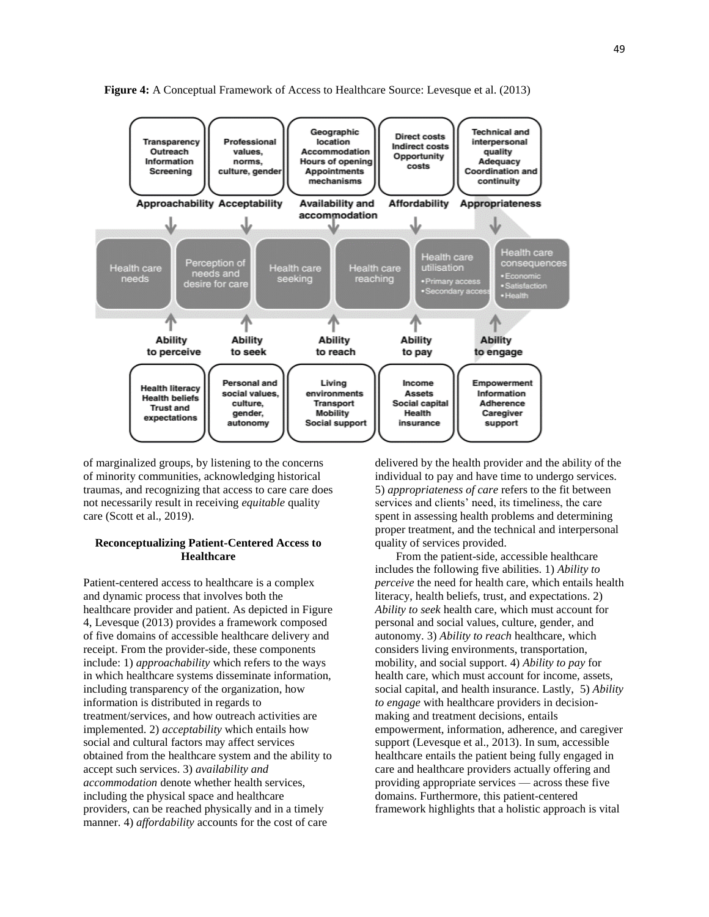**Figure 4:** A Conceptual Framework of Access to Healthcare Source: Levesque et al. (2013)

of marginalized groups, by listening to the concerns of minority communities, acknowledging historical traumas, and recognizing that access to care care does not necessarily result in receiving *equitable* quality care (Scott et al., 2019).

### Reconceptualizing Patient-Centered Access to Healthcare

Patient-centered access to healthcare is a complex and dynamic process that involves both the healthcare provider and patient. As depicted in Figure 4, Levesque (2013) provides a framework composed of five domains of accessible healthcare delivery and receipt. From the provider-side, these components include: 1) *approachability* which refers to the ways in which healthcare systems disseminate information, including transparency of the organization, how information is distributed in regards to treatment/services, and how outreach activities are implemented. 2) *acceptability* which entails how social and cultural factors may affect services obtained from the healthcare system and the ability to accept such services. 3) *availability and accommodation* denote whether health services, including the physical space and healthcare providers, can be reached physically and in a timely manner. 4) *affordability* accounts for the cost of care delivered by the health provider and the ability of the individual to pay and have time to undergo services. 5) *appropriateness of care* refers to the fit between services and clients' need, its timeliness, the care spent in assessing health problems and determining proper treatment, and the technical and interpersonal quality of services provided.

From the patient-side, accessible healthcare includes the following five abilities. 1) *Ability to perceive* the need for health care, which entails health literacy, health beliefs, trust, and expectations. 2) *Ability to seek* health care, which must account for personal and social values, culture, gender, and autonomy. 3) *Ability to reach* healthcare, which considers living environments, transportation, mobility, and social support. 4) *Ability to pay* for health care, which must account for income, assets, social capital, and health insurance. Lastly, 5) *Ability to engage* with healthcare providers in decision-making and treatment decisions, entails empowerment, information, adherence, and caregiver support (Levesque et al., 2013). In sum, accessible healthcare entails the patient being fully engaged in care and healthcare providers actually offering and providing appropriate services — across these five domains. Furthermore, this patient-centered framework highlights that a holistic approach is vital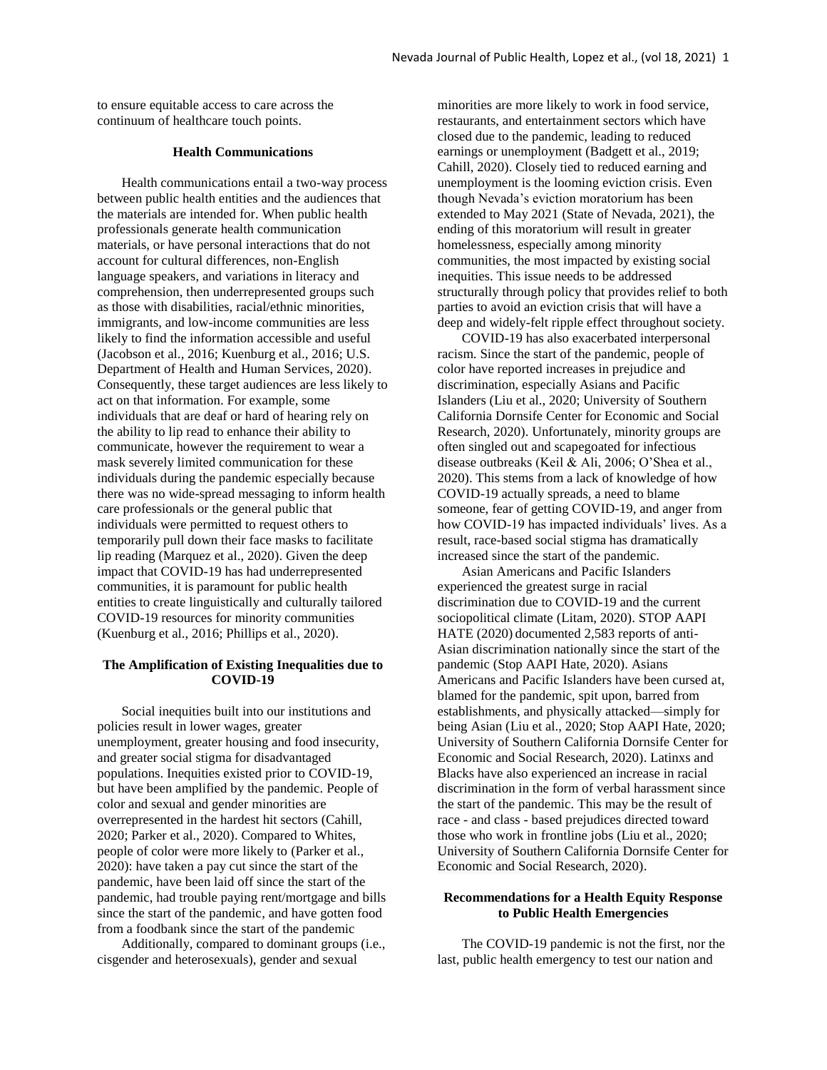to ensure equitable access to care across the continuum of healthcare touch points.

### Health Communications

Health communications entail a two-way process between public health entities and the audiences that the materials are intended for. When public health professionals generate health communication materials, or have personal interactions that do not account for cultural differences, non-English language speakers, and variations in literacy and comprehension, then underrepresented groups such as those with disabilities, racial/ethnic minorities, immigrants, and low-income communities are less likely to find the information accessible and useful (Jacobson et al., 2016; Kuenburg et al., 2016; U.S. Department of Health and Human Services, 2020). Consequently, these target audiences are less likely to act on that information. For example, some individuals that are deaf or hard of hearing rely on the ability to lip read to enhance their ability to communicate, however the requirement to wear a mask severely limited communication for these individuals during the pandemic especially because there was no wide-spread messaging to inform health care professionals or the general public that individuals were permitted to request others to temporarily pull down their face masks to facilitate lip reading (Marquez et al., 2020). Given the deep impact that COVID-19 has had underrepresented communities, it is paramount for public health entities to create linguistically and culturally tailored COVID-19 resources for minority communities (Kuenburg et al., 2016; Phillips et al., 2020).

### The Amplification of Existing Inequalities due to COVID-19

Social inequities built into our institutions and policies result in lower wages, greater unemployment, greater housing and food insecurity, and greater social stigma for disadvantaged populations. Inequities existed prior to COVID-19, but have been amplified by the pandemic. People of color and sexual and gender minorities are overrepresented in the hardest hit sectors (Cahill, 2020; Parker et al., 2020). Compared to Whites, people of color were more likely to (Parker et al., 2020): have taken a pay cut since the start of the pandemic, have been laid off since the start of the pandemic, had trouble paying rent/mortgage and bills since the start of the pandemic, and have gotten food from a foodbank since the start of the pandemic

Additionally, compared to dominant groups (i.e., cisgender and heterosexuals), gender and sexual minorities are more likely to work in food service, restaurants, and entertainment sectors which have closed due to the pandemic, leading to reduced earnings or unemployment (Badgett et al., 2019; Cahill, 2020). Closely tied to reduced earning and unemployment is the looming eviction crisis. Even though Nevada's eviction moratorium has been extended to May 2021 (State of Nevada, 2021), the ending of this moratorium will result in greater homelessness, especially among minority communities, the most impacted by existing social inequities. This issue needs to be addressed structurally through policy that provides relief to both parties to avoid an eviction crisis that will have a deep and widely-felt ripple effect throughout society.

COVID-19 has also exacerbated interpersonal racism. Since the start of the pandemic, people of color have reported increases in prejudice and discrimination, especially Asians and Pacific Islanders (Liu et al., 2020; University of Southern California Dornsife Center for Economic and Social Research, 2020). Unfortunately, minority groups are often singled out and scapegoated for infectious disease outbreaks (Keil & Ali, 2006; O'Shea et al., 2020). This stems from a lack of knowledge of how COVID-19 actually spreads, a need to blame someone, fear of getting COVID-19, and anger from how COVID-19 has impacted individuals' lives. As a result, race-based social stigma has dramatically increased since the start of the pandemic.

Asian Americans and Pacific Islanders experienced the greatest surge in racial discrimination due to COVID-19 and the current sociopolitical climate (Litam, 2020). STOP AAPI HATE (2020) documented 2,583 reports of anti-Asian discrimination nationally since the start of the pandemic (Stop AAPI Hate, 2020). Asians Americans and Pacific Islanders have been cursed at, blamed for the pandemic, spit upon, barred from establishments, and physically attacked—simply for being Asian (Liu et al., 2020; Stop AAPI Hate, 2020; University of Southern California Dornsife Center for Economic and Social Research, 2020). Latinxs and Blacks have also experienced an increase in racial discrimination in the form of verbal harassment since the start of the pandemic. This may be the result of race - and class - based prejudices directed toward those who work in frontline jobs (Liu et al., 2020; University of Southern California Dornsife Center for Economic and Social Research, 2020).

### Recommendations for a Health Equity Response to Public Health Emergencies

The COVID-19 pandemic is not the first, nor the last, public health emergency to test our nation and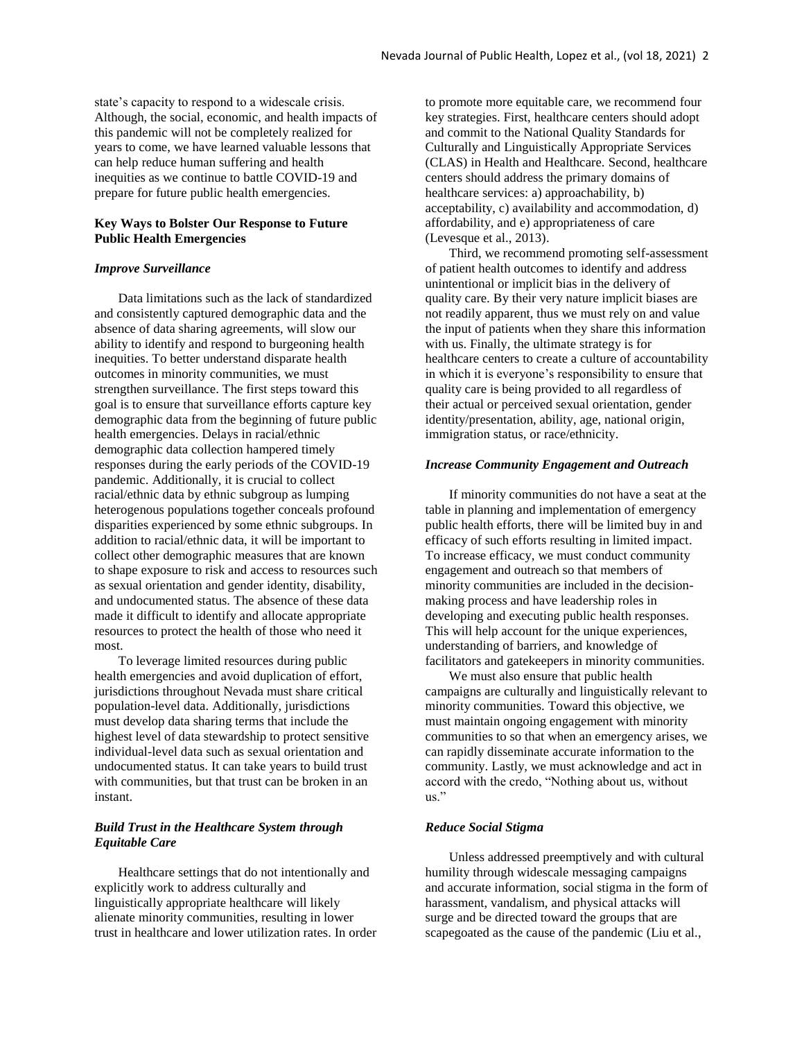state's capacity to respond to a widescale crisis. Although, the social, economic, and health impacts of this pandemic will not be completely realized for years to come, we have learned valuable lessons that can help reduce human suffering and health inequities as we continue to battle COVID-19 and prepare for future public health emergencies.

## Key Ways to Bolster Our Response to Future Public Health Emergencies

### *Improve Surveillance*

Data limitations such as the lack of standardized and consistently captured demographic data and the absence of data sharing agreements, will slow our ability to identify and respond to burgeoning health inequities. To better understand disparate health outcomes in minority communities, we must strengthen surveillance. The first steps toward this goal is to ensure that surveillance efforts capture key demographic data from the beginning of future public health emergencies. Delays in racial/ethnic demographic data collection hampered timely responses during the early periods of the COVID-19 pandemic. Additionally, it is crucial to collect racial/ethnic data by ethnic subgroup as lumping heterogenous populations together conceals profound disparities experienced by some ethnic subgroups. In addition to racial/ethnic data, it will be important to collect other demographic measures that are known to shape exposure to risk and access to resources such as sexual orientation and gender identity, disability, and undocumented status. The absence of these data made it difficult to identify and allocate appropriate resources to protect the health of those who need it most.

To leverage limited resources during public health emergencies and avoid duplication of effort, jurisdictions throughout Nevada must share critical population-level data. Additionally, jurisdictions must develop data sharing terms that include the highest level of data stewardship to protect sensitive individual-level data such as sexual orientation and undocumented status. It can take years to build trust with communities, but that trust can be broken in an instant.

### *Build Trust in the Healthcare System through Equitable Care*

Healthcare settings that do not intentionally and explicitly work to address culturally and linguistically appropriate healthcare will likely alienate minority communities, resulting in lower trust in healthcare and lower utilization rates. In order to promote more equitable care, we recommend four key strategies. First, healthcare centers should adopt and commit to the National Quality Standards for Culturally and Linguistically Appropriate Services (CLAS) in Health and Healthcare. Second, healthcare centers should address the primary domains of healthcare services: a) approachability, b) acceptability, c) availability and accommodation, d) affordability, and e) appropriateness of care (Levesque et al., 2013).

Third, we recommend promoting self-assessment of patient health outcomes to identify and address unintentional or implicit bias in the delivery of quality care. By their very nature implicit biases are not readily apparent, thus we must rely on and value the input of patients when they share this information with us. Finally, the ultimate strategy is for healthcare centers to create a culture of accountability in which it is everyone's responsibility to ensure that quality care is being provided to all regardless of their actual or perceived sexual orientation, gender identity/presentation, ability, age, national origin, immigration status, or race/ethnicity.

### *Increase Community Engagement and Outreach*

If minority communities do not have a seat at the table in planning and implementation of emergency public health efforts, there will be limited buy in and efficacy of such efforts resulting in limited impact. To increase efficacy, we must conduct community engagement and outreach so that members of minority communities are included in the decision-making process and have leadership roles in developing and executing public health responses. This will help account for the unique experiences, understanding of barriers, and knowledge of facilitators and gatekeepers in minority communities.

We must also ensure that public health campaigns are culturally and linguistically relevant to minority communities. Toward this objective, we must maintain ongoing engagement with minority communities to so that when an emergency arises, we can rapidly disseminate accurate information to the community. Lastly, we must acknowledge and act in accord with the credo, "Nothing about us, without us."

### *Reduce Social Stigma*

Unless addressed preemptively and with cultural humility through widescale messaging campaigns and accurate information, social stigma in the form of harassment, vandalism, and physical attacks will surge and be directed toward the groups that are scapegoated as the cause of the pandemic (Liu et al.,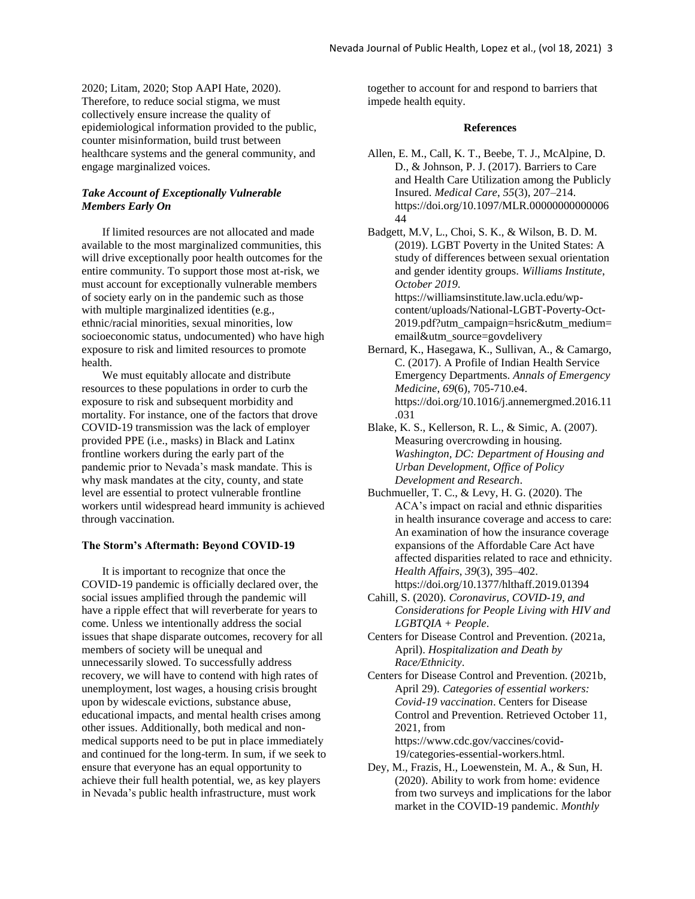2020; Litam, 2020; Stop AAPI Hate, 2020). Therefore, to reduce social stigma, we must collectively ensure increase the quality of epidemiological information provided to the public, counter misinformation, build trust between healthcare systems and the general community, and engage marginalized voices.

### *Take Account of Exceptionally Vulnerable Members Early On*

If limited resources are not allocated and made available to the most marginalized communities, this will drive exceptionally poor health outcomes for the entire community. To support those most at-risk, we must account for exceptionally vulnerable members of society early on in the pandemic such as those with multiple marginalized identities (e.g., ethnic/racial minorities, sexual minorities, low socioeconomic status, undocumented) who have high exposure to risk and limited resources to promote health.

We must equitably allocate and distribute resources to these populations in order to curb the exposure to risk and subsequent morbidity and mortality. For instance, one of the factors that drove COVID-19 transmission was the lack of employer provided PPE (i.e., masks) in Black and Latinx frontline workers during the early part of the pandemic prior to Nevada's mask mandate. This is why mask mandates at the city, county, and state level are essential to protect vulnerable frontline workers until widespread heard immunity is achieved through vaccination.

## The Storm's Aftermath: Beyond COVID-19

It is important to recognize that once the COVID-19 pandemic is officially declared over, the social issues amplified through the pandemic will have a ripple effect that will reverberate for years to come. Unless we intentionally address the social issues that shape disparate outcomes, recovery for all members of society will be unequal and unnecessarily slowed. To successfully address recovery, we will have to contend with high rates of unemployment, lost wages, a housing crisis brought upon by widescale evictions, substance abuse, educational impacts, and mental health crises among other issues. Additionally, both medical and non-medical supports need to be put in place immediately and continued for the long-term. In sum, if we seek to ensure that everyone has an equal opportunity to achieve their full health potential, we, as key players in Nevada's public health infrastructure, must work together to account for and respond to barriers that impede health equity.

## References

Allen, E. M., Call, K. T., Beebe, T. J., McAlpine, D. D., & Johnson, P. J. (2017). Barriers to Care and Health Care Utilization among the Publicly Insured. *Medical Care*, *55*(3), 207–214. https://doi.org/10.1097/MLR.0000000000000644

Badgett, M.V, L., Choi, S. K., & Wilson, B. D. M. (2019). LGBT Poverty in the United States: A study of differences between sexual orientation and gender identity groups. *Williams Institute, October 2019.* https://williamsinstitute.law.ucla.edu/wp-content/uploads/National-LGBT-Poverty-Oct-2019.pdf?utm_campaign=hsric&utm_medium=email&utm_source=govdelivery

Bernard, K., Hasegawa, K., Sullivan, A., & Camargo, C. (2017). A Profile of Indian Health Service Emergency Departments. *Annals of Emergency Medicine*, *69*(6), 705-710.e4. https://doi.org/10.1016/j.annemergmed.2016.11.031

Blake, K. S., Kellerson, R. L., & Simic, A. (2007). Measuring overcrowding in housing. *Washington, DC: Department of Housing and Urban Development, Office of Policy Development and Research*.

Buchmueller, T. C., & Levy, H. G. (2020). The ACA's impact on racial and ethnic disparities in health insurance coverage and access to care: An examination of how the insurance coverage expansions of the Affordable Care Act have affected disparities related to race and ethnicity. *Health Affairs*, *39*(3), 395–402. https://doi.org/10.1377/hlthaff.2019.01394

Cahill, S. (2020). *Coronavirus, COVID-19, and Considerations for People Living with HIV and LGBTQIA + People*.

Centers for Disease Control and Prevention. (2021a, April). *Hospitalization and Death by Race/Ethnicity*.

Centers for Disease Control and Prevention. (2021b, April 29). *Categories of essential workers: Covid-19 vaccination*. Centers for Disease Control and Prevention. Retrieved October 11, 2021, from https://www.cdc.gov/vaccines/covid-19/categories-essential-workers.html.

Dey, M., Frazis, H., Loewenstein, M. A., & Sun, H. (2020). Ability to work from home: evidence from two surveys and implications for the labor market in the COVID-19 pandemic. *Monthly*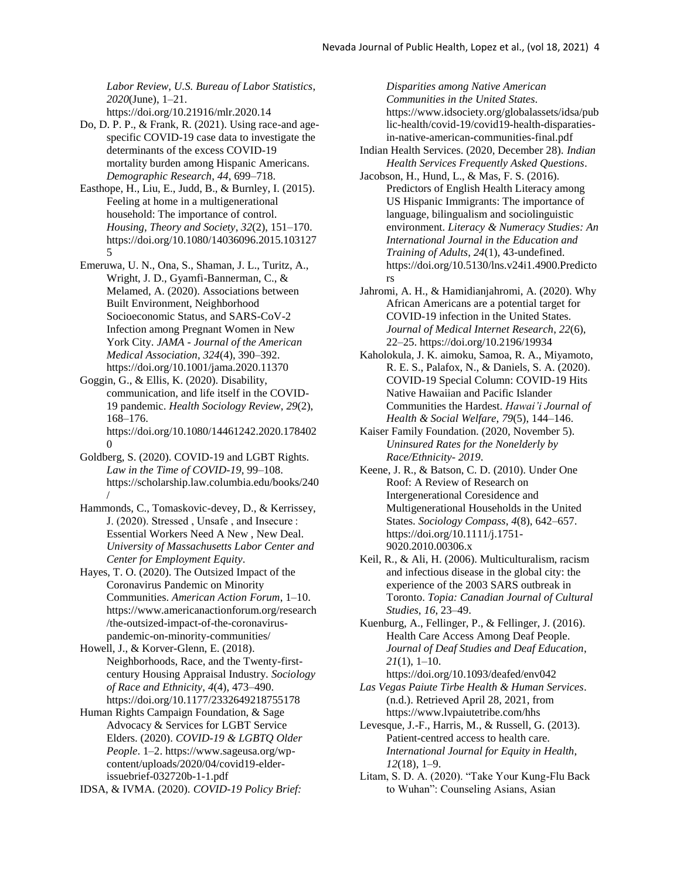*Labor Review, U.S. Bureau of Labor Statistics*, *2020*(June), 1–21. https://doi.org/10.21916/mlr.2020.14

Do, D. P. P., & Frank, R. (2021). Using race-and age-specific COVID-19 case data to investigate the determinants of the excess COVID-19 mortality burden among Hispanic Americans. *Demographic Research*, *44*, 699–718.

Easthope, H., Liu, E., Judd, B., & Burnley, I. (2015). Feeling at home in a multigenerational household: The importance of control. *Housing, Theory and Society*, *32*(2), 151–170. https://doi.org/10.1080/14036096.2015.1031275

Emeruwa, U. N., Ona, S., Shaman, J. L., Turitz, A., Wright, J. D., Gyamfi-Bannerman, C., & Melamed, A. (2020). Associations between Built Environment, Neighborhood Socioeconomic Status, and SARS-CoV-2 Infection among Pregnant Women in New York City. *JAMA - Journal of the American Medical Association*, *324*(4), 390–392. https://doi.org/10.1001/jama.2020.11370

Goggin, G., & Ellis, K. (2020). Disability, communication, and life itself in the COVID-19 pandemic. *Health Sociology Review*, *29*(2), 168–176. https://doi.org/10.1080/14461242.2020.1784020

Goldberg, S. (2020). COVID-19 and LGBT Rights. *Law in the Time of COVID-19*, 99–108. https://scholarship.law.columbia.edu/books/240/

Hammonds, C., Tomaskovic-devey, D., & Kerrissey, J. (2020). Stressed , Unsafe , and Insecure : Essential Workers Need A New , New Deal. *University of Massachusetts Labor Center and Center for Employment Equity*.

Hayes, T. O. (2020). The Outsized Impact of the Coronavirus Pandemic on Minority Communities. *American Action Forum*, 1–10. https://www.americanactionforum.org/research/the-outsized-impact-of-the-coronavirus-pandemic-on-minority-communities/

Howell, J., & Korver-Glenn, E. (2018). Neighborhoods, Race, and the Twenty-first-century Housing Appraisal Industry. *Sociology of Race and Ethnicity*, *4*(4), 473–490. https://doi.org/10.1177/2332649218755178

Human Rights Campaign Foundation, & Sage Advocacy & Services for LGBT Service Elders. (2020). *COVID-19 & LGBTQ Older People*. 1–2. https://www.sageusa.org/wp-content/uploads/2020/04/covid19-elder-issuebrief-032720b-1-1.pdf

IDSA, & IVMA. (2020). *COVID-19 Policy Brief: Disparities among Native American Communities in the United States*. https://www.idsociety.org/globalassets/idsa/public-health/covid-19/covid19-health-disparities-in-native-american-communities-final.pdf

Indian Health Services. (2020, December 28). *Indian Health Services Frequently Asked Questions*.

Jacobson, H., Hund, L., & Mas, F. S. (2016). Predictors of English Health Literacy among US Hispanic Immigrants: The importance of language, bilingualism and sociolinguistic environment. *Literacy & Numeracy Studies: An International Journal in the Education and Training of Adults*, *24*(1), 43-undefined. https://doi.org/10.5130/lns.v24i1.4900.Predictors

Jahromi, A. H., & Hamidianjahromi, A. (2020). Why African Americans are a potential target for COVID-19 infection in the United States. *Journal of Medical Internet Research*, *22*(6), 22–25. https://doi.org/10.2196/19934

Kaholokula, J. K. aimoku, Samoa, R. A., Miyamoto, R. E. S., Palafox, N., & Daniels, S. A. (2020). COVID-19 Special Column: COVID-19 Hits Native Hawaiian and Pacific Islander Communities the Hardest. *Hawai'i Journal of Health & Social Welfare*, *79*(5), 144–146.

Kaiser Family Foundation. (2020, November 5). *Uninsured Rates for the Nonelderly by Race/Ethnicity- 2019*.

Keene, J. R., & Batson, C. D. (2010). Under One Roof: A Review of Research on Intergenerational Coresidence and Multigenerational Households in the United States. *Sociology Compass*, *4*(8), 642–657. https://doi.org/10.1111/j.1751-9020.2010.00306.x

Keil, R., & Ali, H. (2006). Multiculturalism, racism and infectious disease in the global city: the experience of the 2003 SARS outbreak in Toronto. *Topia: Canadian Journal of Cultural Studies*, *16*, 23–49.

Kuenburg, A., Fellinger, P., & Fellinger, J. (2016). Health Care Access Among Deaf People. *Journal of Deaf Studies and Deaf Education*, *21*(1), 1–10. https://doi.org/10.1093/deafed/env042

*Las Vegas Paiute Tirbe Health & Human Services*. (n.d.). Retrieved April 28, 2021, from https://www.lvpaiutetribe.com/hhs

Levesque, J.-F., Harris, M., & Russell, G. (2013). Patient-centred access to health care. *International Journal for Equity in Health*, *12*(18), 1–9.

Litam, S. D. A. (2020). "Take Your Kung-Flu Back to Wuhan": Counseling Asians, Asian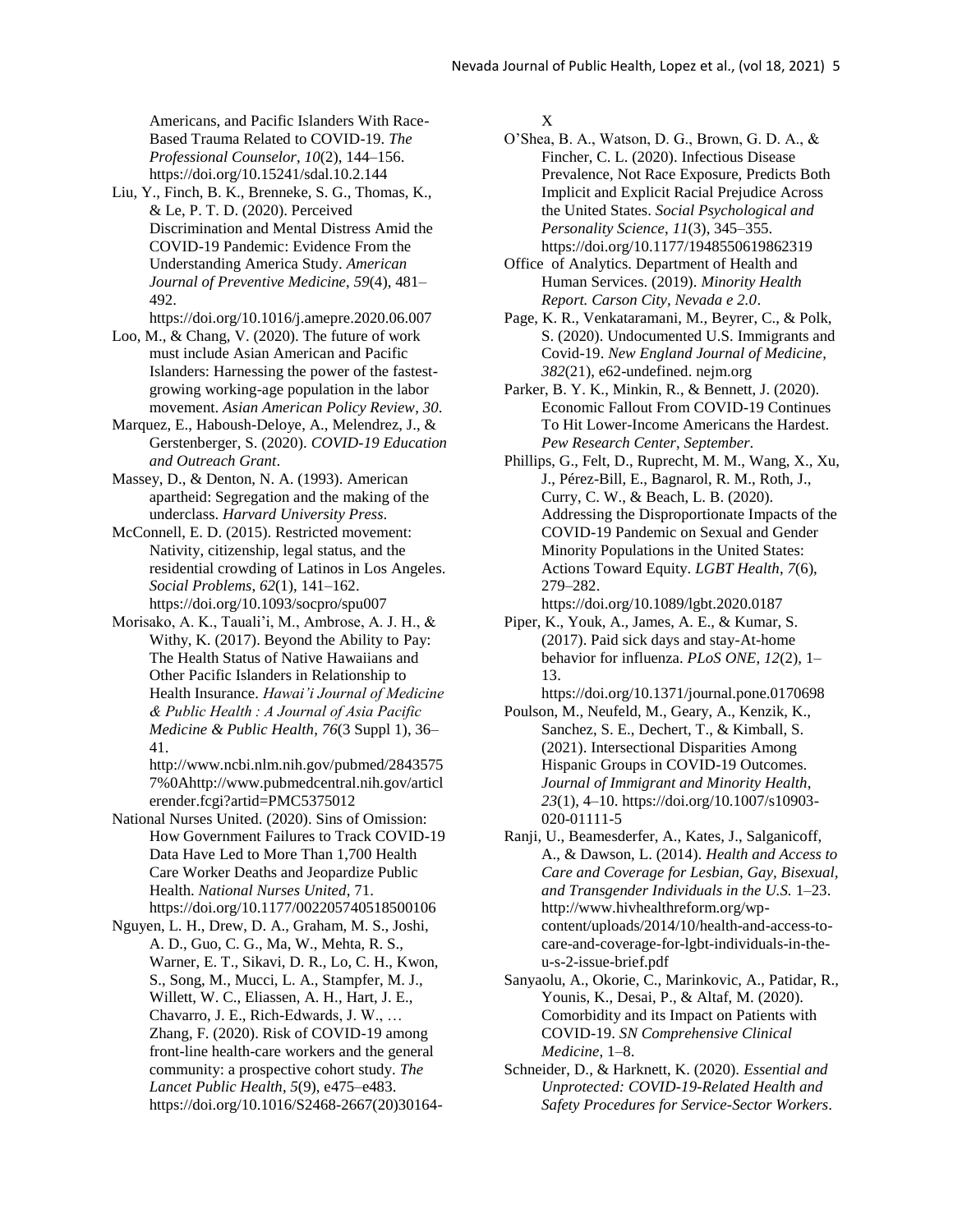Americans, and Pacific Islanders With Race-Based Trauma Related to COVID-19. *The Professional Counselor*, *10*(2), 144–156. https://doi.org/10.15241/sdal.10.2.144

Liu, Y., Finch, B. K., Brenneke, S. G., Thomas, K., & Le, P. T. D. (2020). Perceived Discrimination and Mental Distress Amid the COVID-19 Pandemic: Evidence From the Understanding America Study. *American Journal of Preventive Medicine*, *59*(4), 481–492. https://doi.org/10.1016/j.amepre.2020.06.007

Loo, M., & Chang, V. (2020). The future of work must include Asian American and Pacific Islanders: Harnessing the power of the fastest-growing working-age population in the labor movement. *Asian American Policy Review*, *30*.

Marquez, E., Haboush-Deloye, A., Melendrez, J., & Gerstenberger, S. (2020). *COVID-19 Education and Outreach Grant*.

Massey, D., & Denton, N. A. (1993). American apartheid: Segregation and the making of the underclass. *Harvard University Press*.

McConnell, E. D. (2015). Restricted movement: Nativity, citizenship, legal status, and the residential crowding of Latinos in Los Angeles. *Social Problems*, *62*(1), 141–162. https://doi.org/10.1093/socpro/spu007

Morisako, A. K., Tauali'i, M., Ambrose, A. J. H., & Withy, K. (2017). Beyond the Ability to Pay: The Health Status of Native Hawaiians and Other Pacific Islanders in Relationship to Health Insurance. *Hawai'i Journal of Medicine & Public Health : A Journal of Asia Pacific Medicine & Public Health*, *76*(3 Suppl 1), 36–41. http://www.ncbi.nlm.nih.gov/pubmed/28435757%0Ahttp://www.pubmedcentral.nih.gov/articlerender.fcgi?artid=PMC5375012

National Nurses United. (2020). Sins of Omission: How Government Failures to Track COVID-19 Data Have Led to More Than 1,700 Health Care Worker Deaths and Jeopardize Public Health. *National Nurses United*, 71. https://doi.org/10.1177/002205740518500106

Nguyen, L. H., Drew, D. A., Graham, M. S., Joshi, A. D., Guo, C. G., Ma, W., Mehta, R. S., Warner, E. T., Sikavi, D. R., Lo, C. H., Kwon, S., Song, M., Mucci, L. A., Stampfer, M. J., Willett, W. C., Eliassen, A. H., Hart, J. E., Chavarro, J. E., Rich-Edwards, J. W., … Zhang, F. (2020). Risk of COVID-19 among front-line health-care workers and the general community: a prospective cohort study. *The Lancet Public Health*, *5*(9), e475–e483. https://doi.org/10.1016/S2468-2667(20)30164-X

O'Shea, B. A., Watson, D. G., Brown, G. D. A., & Fincher, C. L. (2020). Infectious Disease Prevalence, Not Race Exposure, Predicts Both Implicit and Explicit Racial Prejudice Across the United States. *Social Psychological and Personality Science*, *11*(3), 345–355. https://doi.org/10.1177/1948550619862319

Office of Analytics. Department of Health and Human Services. (2019). *Minority Health Report. Carson City, Nevada e 2.0*.

Page, K. R., Venkataramani, M., Beyrer, C., & Polk, S. (2020). Undocumented U.S. Immigrants and Covid-19. *New England Journal of Medicine*, *382*(21), e62-undefined. nejm.org

Parker, B. Y. K., Minkin, R., & Bennett, J. (2020). Economic Fallout From COVID-19 Continues To Hit Lower-Income Americans the Hardest. *Pew Research Center*, *September*.

Phillips, G., Felt, D., Ruprecht, M. M., Wang, X., Xu, J., Pérez-Bill, E., Bagnarol, R. M., Roth, J., Curry, C. W., & Beach, L. B. (2020). Addressing the Disproportionate Impacts of the COVID-19 Pandemic on Sexual and Gender Minority Populations in the United States: Actions Toward Equity. *LGBT Health*, *7*(6), 279–282. https://doi.org/10.1089/lgbt.2020.0187

Piper, K., Youk, A., James, A. E., & Kumar, S. (2017). Paid sick days and stay-At-home behavior for influenza. *PLoS ONE*, *12*(2), 1–13. https://doi.org/10.1371/journal.pone.0170698

Poulson, M., Neufeld, M., Geary, A., Kenzik, K., Sanchez, S. E., Dechert, T., & Kimball, S. (2021). Intersectional Disparities Among Hispanic Groups in COVID-19 Outcomes. *Journal of Immigrant and Minority Health*, *23*(1), 4–10. https://doi.org/10.1007/s10903-020-01111-5

Ranji, U., Beamesderfer, A., Kates, J., Salganicoff, A., & Dawson, L. (2014). *Health and Access to Care and Coverage for Lesbian, Gay, Bisexual, and Transgender Individuals in the U.S.* 1–23. http://www.hivhealthreform.org/wp-content/uploads/2014/10/health-and-access-to-care-and-coverage-for-lgbt-individuals-in-the-u-s-2-issue-brief.pdf

Sanyaolu, A., Okorie, C., Marinkovic, A., Patidar, R., Younis, K., Desai, P., & Altaf, M. (2020). Comorbidity and its Impact on Patients with COVID-19. *SN Comprehensive Clinical Medicine*, 1–8.

Schneider, D., & Harknett, K. (2020). *Essential and Unprotected: COVID-19-Related Health and Safety Procedures for Service-Sector Workers*.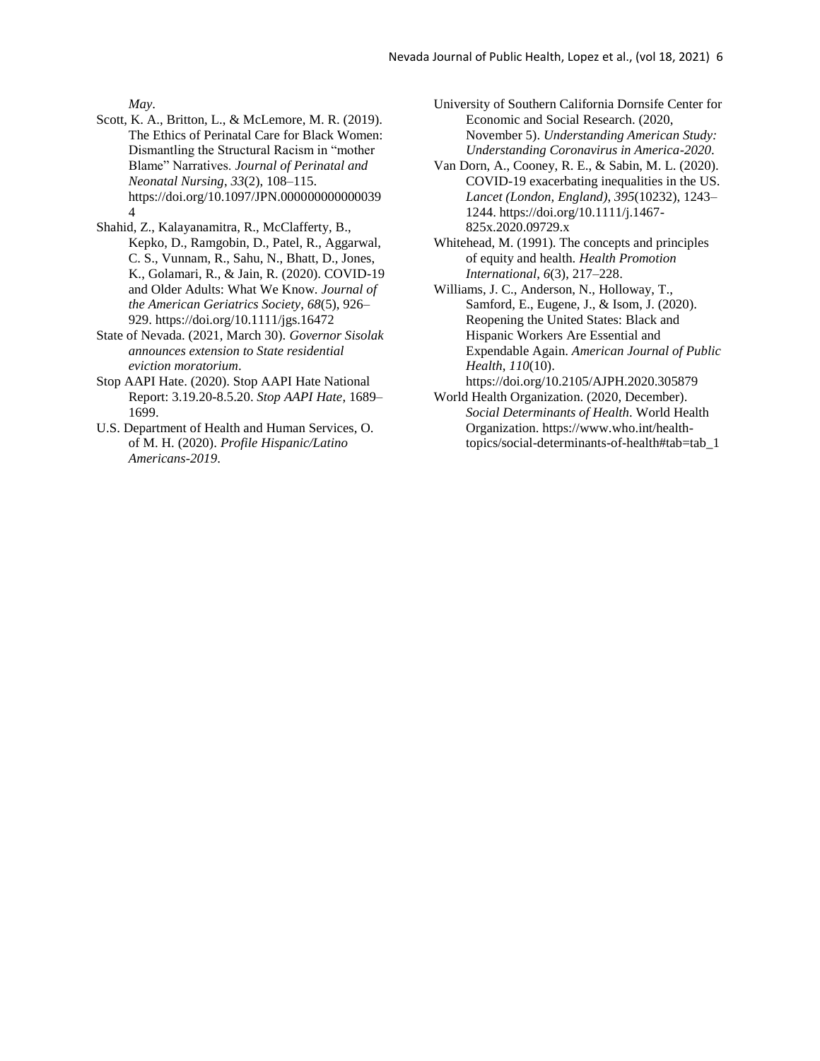*May*.

Scott, K. A., Britton, L., & McLemore, M. R. (2019). The Ethics of Perinatal Care for Black Women: Dismantling the Structural Racism in "mother Blame" Narratives. *Journal of Perinatal and Neonatal Nursing*, *33*(2), 108–115. https://doi.org/10.1097/JPN.0000000000000394

Shahid, Z., Kalayanamitra, R., McClafferty, B., Kepko, D., Ramgobin, D., Patel, R., Aggarwal, C. S., Vunnam, R., Sahu, N., Bhatt, D., Jones, K., Golamari, R., & Jain, R. (2020). COVID-19 and Older Adults: What We Know. *Journal of the American Geriatrics Society*, *68*(5), 926–929. https://doi.org/10.1111/jgs.16472

State of Nevada. (2021, March 30). *Governor Sisolak announces extension to State residential eviction moratorium*.

Stop AAPI Hate. (2020). Stop AAPI Hate National Report: 3.19.20-8.5.20. *Stop AAPI Hate*, 1689–1699.

U.S. Department of Health and Human Services, O. of M. H. (2020). *Profile Hispanic/Latino Americans-2019*.

University of Southern California Dornsife Center for Economic and Social Research. (2020, November 5). *Understanding American Study: Understanding Coronavirus in America-2020*.

Van Dorn, A., Cooney, R. E., & Sabin, M. L. (2020). COVID-19 exacerbating inequalities in the US. *Lancet (London, England)*, *395*(10232), 1243–1244. https://doi.org/10.1111/j.1467-825x.2020.09729.x

Whitehead, M. (1991). The concepts and principles of equity and health. *Health Promotion International*, *6*(3), 217–228.

Williams, J. C., Anderson, N., Holloway, T., Samford, E., Eugene, J., & Isom, J. (2020). Reopening the United States: Black and Hispanic Workers Are Essential and Expendable Again. *American Journal of Public Health*, *110*(10). https://doi.org/10.2105/AJPH.2020.305879

World Health Organization. (2020, December). *Social Determinants of Health*. World Health Organization. https://www.who.int/health-topics/social-determinants-of-health#tab=tab_1